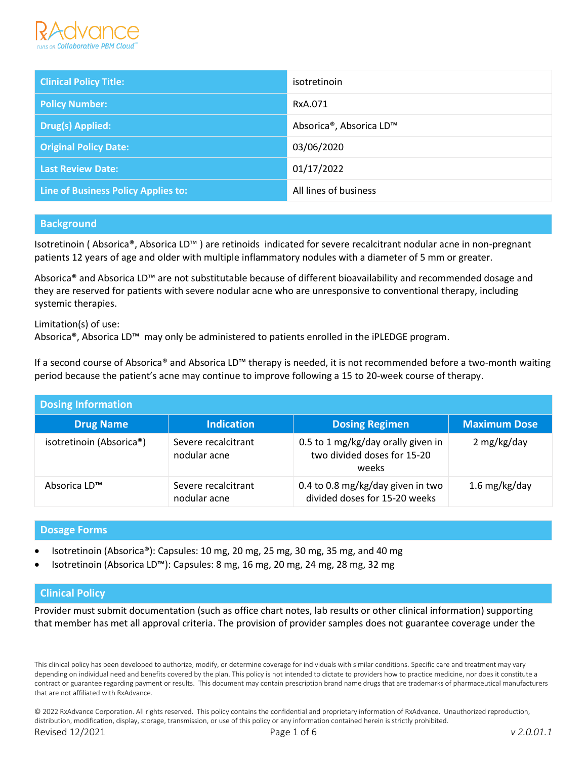| Clinical Policy Title: | isotretinoin |
|---|---|
| Policy Number: | RxA.071 |
| Drug(s) Applied: | Absorica®, Absorica LD™ |
| Original Policy Date: | 03/06/2020 |
| Last Review Date: | 01/17/2022 |
| Line of Business Policy Applies to: | All lines of business |

## Background

Isotretinoin ( Absorica®, Absorica LD™ ) are retinoids indicated for severe recalcitrant nodular acne in non-pregnant patients 12 years of age and older with multiple inflammatory nodules with a diameter of 5 mm or greater.

Absorica® and Absorica LD™ are not substitutable because of different bioavailability and recommended dosage and they are reserved for patients with severe nodular acne who are unresponsive to conventional therapy, including systemic therapies.

Limitation(s) of use:
Absorica®, Absorica LD™ may only be administered to patients enrolled in the iPLEDGE program.

If a second course of Absorica® and Absorica LD™ therapy is needed, it is not recommended before a two-month waiting period because the patient's acne may continue to improve following a 15 to 20-week course of therapy.

## Dosing Information

| Drug Name | Indication | Dosing Regimen | Maximum Dose |
|---|---|---|---|
| isotretinoin (Absorica®) | Severe recalcitrant nodular acne | 0.5 to 1 mg/kg/day orally given in two divided doses for 15-20 weeks | 2 mg/kg/day |
| Absorica LD™ | Severe recalcitrant nodular acne | 0.4 to 0.8 mg/kg/day given in two divided doses for 15-20 weeks | 1.6 mg/kg/day |

## Dosage Forms

- Isotretinoin (Absorica®): Capsules: 10 mg, 20 mg, 25 mg, 30 mg, 35 mg, and 40 mg
- Isotretinoin (Absorica LD™): Capsules: 8 mg, 16 mg, 20 mg, 24 mg, 28 mg, 32 mg

## Clinical Policy

Provider must submit documentation (such as office chart notes, lab results or other clinical information) supporting that member has met all approval criteria. The provision of provider samples does not guarantee coverage under the

This clinical policy has been developed to authorize, modify, or determine coverage for individuals with similar conditions. Specific care and treatment may vary depending on individual need and benefits covered by the plan. This policy is not intended to dictate to providers how to practice medicine, nor does it constitute a contract or guarantee regarding payment or results. This document may contain prescription brand name drugs that are trademarks of pharmaceutical manufacturers that are not affiliated with RxAdvance.

© 2022 RxAdvance Corporation. All rights reserved. This policy contains the confidential and proprietary information of RxAdvance. Unauthorized reproduction, distribution, modification, display, storage, transmission, or use of this policy or any information contained herein is strictly prohibited.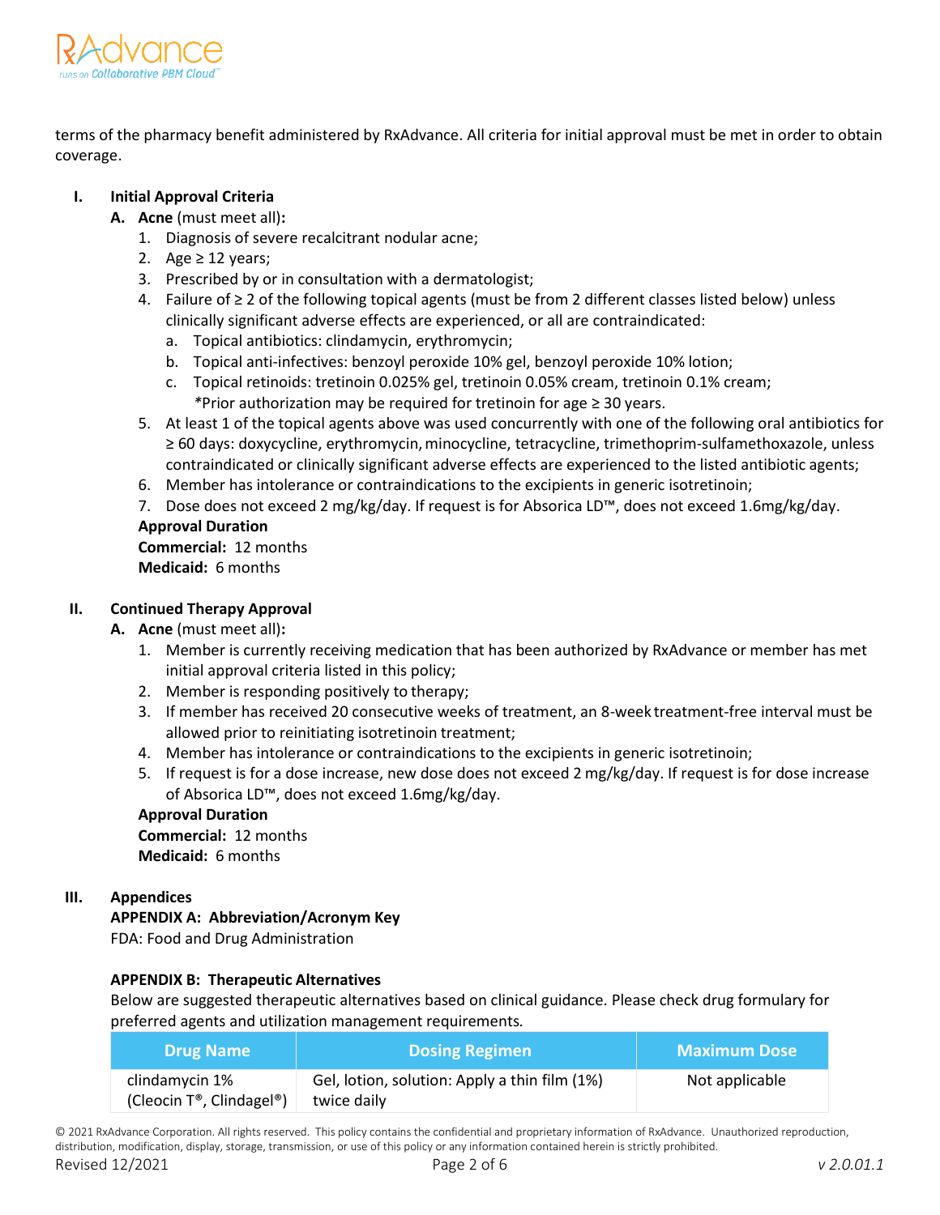terms of the pharmacy benefit administered by RxAdvance. All criteria for initial approval must be met in order to obtain coverage.

## I. Initial Approval Criteria

**A. Acne** (must meet all)**:**

1. Diagnosis of severe recalcitrant nodular acne;
2. Age ≥ 12 years;
3. Prescribed by or in consultation with a dermatologist;
4. Failure of ≥ 2 of the following topical agents (must be from 2 different classes listed below) unless clinically significant adverse effects are experienced, or all are contraindicated:
   a. Topical antibiotics: clindamycin, erythromycin;
   b. Topical anti-infectives: benzoyl peroxide 10% gel, benzoyl peroxide 10% lotion;
   c. Topical retinoids: tretinoin 0.025% gel, tretinoin 0.05% cream, tretinoin 0.1% cream;
   *Prior authorization may be required for tretinoin for age ≥ 30 years.
5. At least 1 of the topical agents above was used concurrently with one of the following oral antibiotics for ≥ 60 days: doxycycline, erythromycin, minocycline, tetracycline, trimethoprim-sulfamethoxazole, unless contraindicated or clinically significant adverse effects are experienced to the listed antibiotic agents;
6. Member has intolerance or contraindications to the excipients in generic isotretinoin;
7. Dose does not exceed 2 mg/kg/day. If request is for Absorica LD™, does not exceed 1.6mg/kg/day.

**Approval Duration**
**Commercial:** 12 months
**Medicaid:** 6 months

## II. Continued Therapy Approval

**A. Acne** (must meet all)**:**

1. Member is currently receiving medication that has been authorized by RxAdvance or member has met initial approval criteria listed in this policy;
2. Member is responding positively to therapy;
3. If member has received 20 consecutive weeks of treatment, an 8-week treatment-free interval must be allowed prior to reinitiating isotretinoin treatment;
4. Member has intolerance or contraindications to the excipients in generic isotretinoin;
5. If request is for a dose increase, new dose does not exceed 2 mg/kg/day. If request is for dose increase of Absorica LD™, does not exceed 1.6mg/kg/day.

**Approval Duration**
**Commercial:** 12 months
**Medicaid:** 6 months

## III. Appendices

**APPENDIX A: Abbreviation/Acronym Key**

FDA: Food and Drug Administration

**APPENDIX B: Therapeutic Alternatives**

Below are suggested therapeutic alternatives based on clinical guidance. Please check drug formulary for preferred agents and utilization management requirements.

| Drug Name | Dosing Regimen | Maximum Dose |
|---|---|---|
| clindamycin 1% (Cleocin T®, Clindagel®) | Gel, lotion, solution: Apply a thin film (1%) twice daily | Not applicable |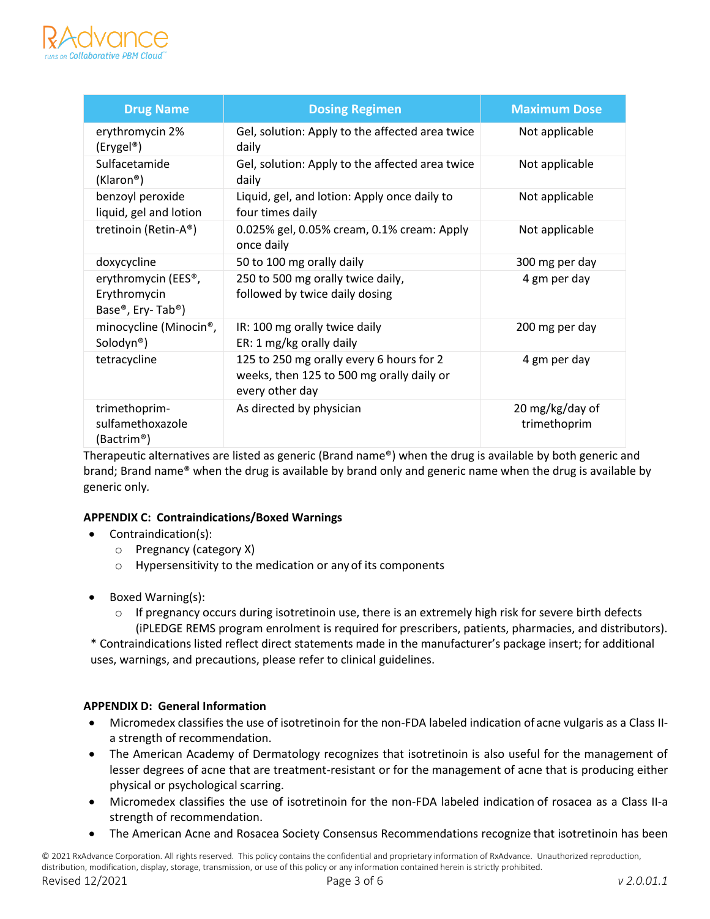| Drug Name | Dosing Regimen | Maximum Dose |
|---|---|---|
| erythromycin 2% (Erygel®) | Gel, solution: Apply to the affected area twice daily | Not applicable |
| Sulfacetamide (Klaron®) | Gel, solution: Apply to the affected area twice daily | Not applicable |
| benzoyl peroxide liquid, gel and lotion | Liquid, gel, and lotion: Apply once daily to four times daily | Not applicable |
| tretinoin (Retin-A®) | 0.025% gel, 0.05% cream, 0.1% cream: Apply once daily | Not applicable |
| doxycycline | 50 to 100 mg orally daily | 300 mg per day |
| erythromycin (EES®, Erythromycin Base®, Ery- Tab®) | 250 to 500 mg orally twice daily, followed by twice daily dosing | 4 gm per day |
| minocycline (Minocin®, Solodyn®) | IR: 100 mg orally twice daily<br>ER: 1 mg/kg orally daily | 200 mg per day |
| tetracycline | 125 to 250 mg orally every 6 hours for 2 weeks, then 125 to 500 mg orally daily or every other day | 4 gm per day |
| trimethoprim-sulfamethoxazole (Bactrim®) | As directed by physician | 20 mg/kg/day of trimethoprim |

Therapeutic alternatives are listed as generic (Brand name®) when the drug is available by both generic and brand; Brand name® when the drug is available by brand only and generic name when the drug is available by generic only.

**APPENDIX C: Contraindications/Boxed Warnings**

- Contraindication(s):
  - Pregnancy (category X)
  - Hypersensitivity to the medication or any of its components
- Boxed Warning(s):
  - If pregnancy occurs during isotretinoin use, there is an extremely high risk for severe birth defects (iPLEDGE REMS program enrolment is required for prescribers, patients, pharmacies, and distributors).

* Contraindications listed reflect direct statements made in the manufacturer's package insert; for additional uses, warnings, and precautions, please refer to clinical guidelines.

**APPENDIX D: General Information**

- Micromedex classifies the use of isotretinoin for the non-FDA labeled indication of acne vulgaris as a Class II-a strength of recommendation.
- The American Academy of Dermatology recognizes that isotretinoin is also useful for the management of lesser degrees of acne that are treatment-resistant or for the management of acne that is producing either physical or psychological scarring.
- Micromedex classifies the use of isotretinoin for the non-FDA labeled indication of rosacea as a Class II-a strength of recommendation.
- The American Acne and Rosacea Society Consensus Recommendations recognize that isotretinoin has been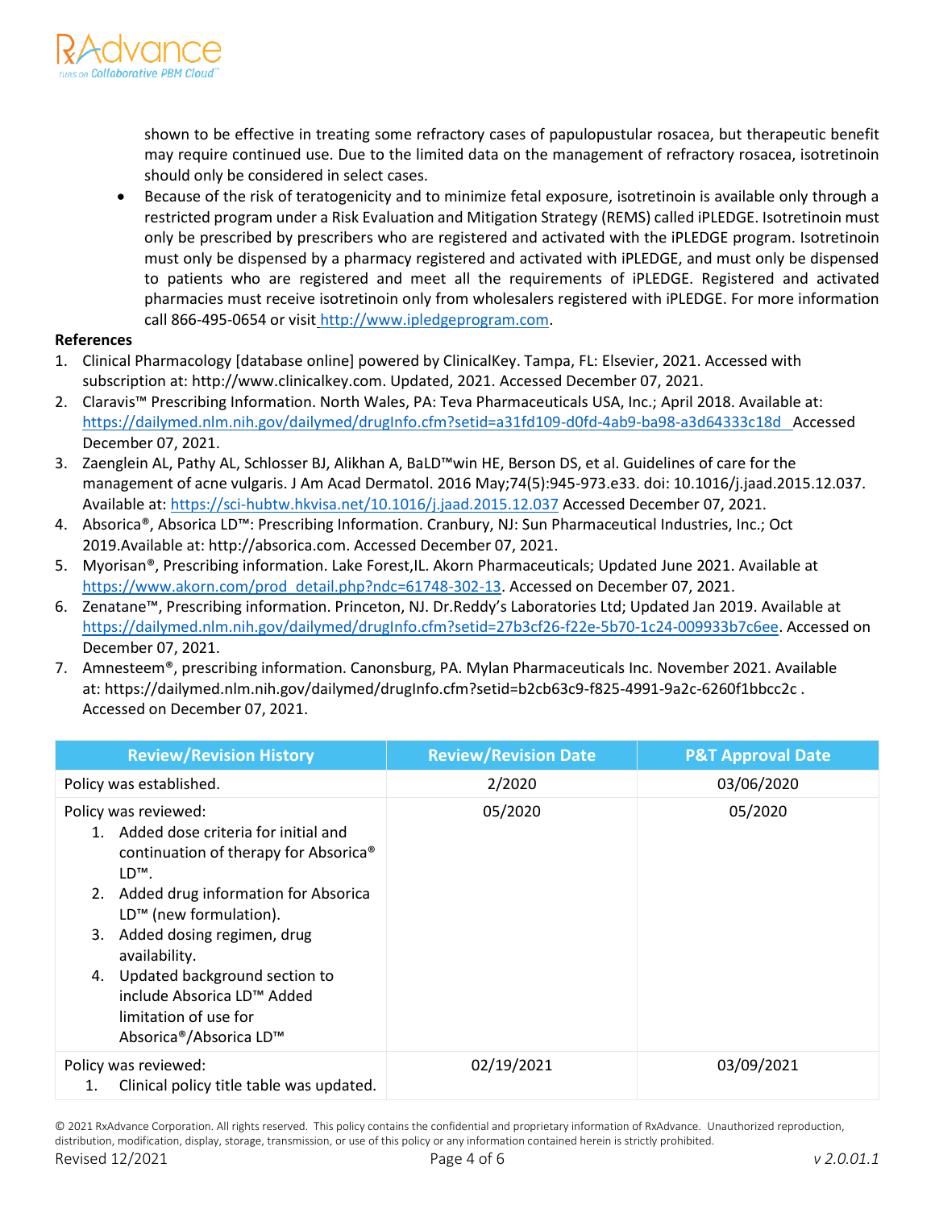shown to be effective in treating some refractory cases of papulopustular rosacea, but therapeutic benefit may require continued use. Due to the limited data on the management of refractory rosacea, isotretinoin should only be considered in select cases.

- Because of the risk of teratogenicity and to minimize fetal exposure, isotretinoin is available only through a restricted program under a Risk Evaluation and Mitigation Strategy (REMS) called iPLEDGE. Isotretinoin must only be prescribed by prescribers who are registered and activated with the iPLEDGE program. Isotretinoin must only be dispensed by a pharmacy registered and activated with iPLEDGE, and must only be dispensed to patients who are registered and meet all the requirements of iPLEDGE. Registered and activated pharmacies must receive isotretinoin only from wholesalers registered with iPLEDGE. For more information call 866-495-0654 or visit http://www.ipledgeprogram.com.

**References**

1. Clinical Pharmacology [database online] powered by ClinicalKey. Tampa, FL: Elsevier, 2021. Accessed with subscription at: http://www.clinicalkey.com. Updated, 2021. Accessed December 07, 2021.
2. Claravis™ Prescribing Information. North Wales, PA: Teva Pharmaceuticals USA, Inc.; April 2018. Available at: https://dailymed.nlm.nih.gov/dailymed/drugInfo.cfm?setid=a31fd109-d0fd-4ab9-ba98-a3d64333c18d Accessed December 07, 2021.
3. Zaenglein AL, Pathy AL, Schlosser BJ, Alikhan A, BaLD™win HE, Berson DS, et al. Guidelines of care for the management of acne vulgaris. J Am Acad Dermatol. 2016 May;74(5):945-973.e33. doi: 10.1016/j.jaad.2015.12.037. Available at: https://sci-hubtw.hkvisa.net/10.1016/j.jaad.2015.12.037 Accessed December 07, 2021.
4. Absorica®, Absorica LD™: Prescribing Information. Cranbury, NJ: Sun Pharmaceutical Industries, Inc.; Oct 2019.Available at: http://absorica.com. Accessed December 07, 2021.
5. Myorisan®, Prescribing information. Lake Forest,IL. Akorn Pharmaceuticals; Updated June 2021. Available at https://www.akorn.com/prod_detail.php?ndc=61748-302-13. Accessed on December 07, 2021.
6. Zenatane™, Prescribing information. Princeton, NJ. Dr.Reddy's Laboratories Ltd; Updated Jan 2019. Available at https://dailymed.nlm.nih.gov/dailymed/drugInfo.cfm?setid=27b3cf26-f22e-5b70-1c24-009933b7c6ee. Accessed on December 07, 2021.
7. Amnesteem®, prescribing information. Canonsburg, PA. Mylan Pharmaceuticals Inc. November 2021. Available at: https://dailymed.nlm.nih.gov/dailymed/drugInfo.cfm?setid=b2cb63c9-f825-4991-9a2c-6260f1bbcc2c . Accessed on December 07, 2021.

| Review/Revision History | Review/Revision Date | P&T Approval Date |
|---|---|---|
| Policy was established. | 2/2020 | 03/06/2020 |
| Policy was reviewed:<br>1. Added dose criteria for initial and continuation of therapy for Absorica® LD™.<br>2. Added drug information for Absorica LD™ (new formulation).<br>3. Added dosing regimen, drug availability.<br>4. Updated background section to include Absorica LD™ Added limitation of use for Absorica®/Absorica LD™ | 05/2020 | 05/2020 |
| Policy was reviewed:<br>1. Clinical policy title table was updated. | 02/19/2021 | 03/09/2021 |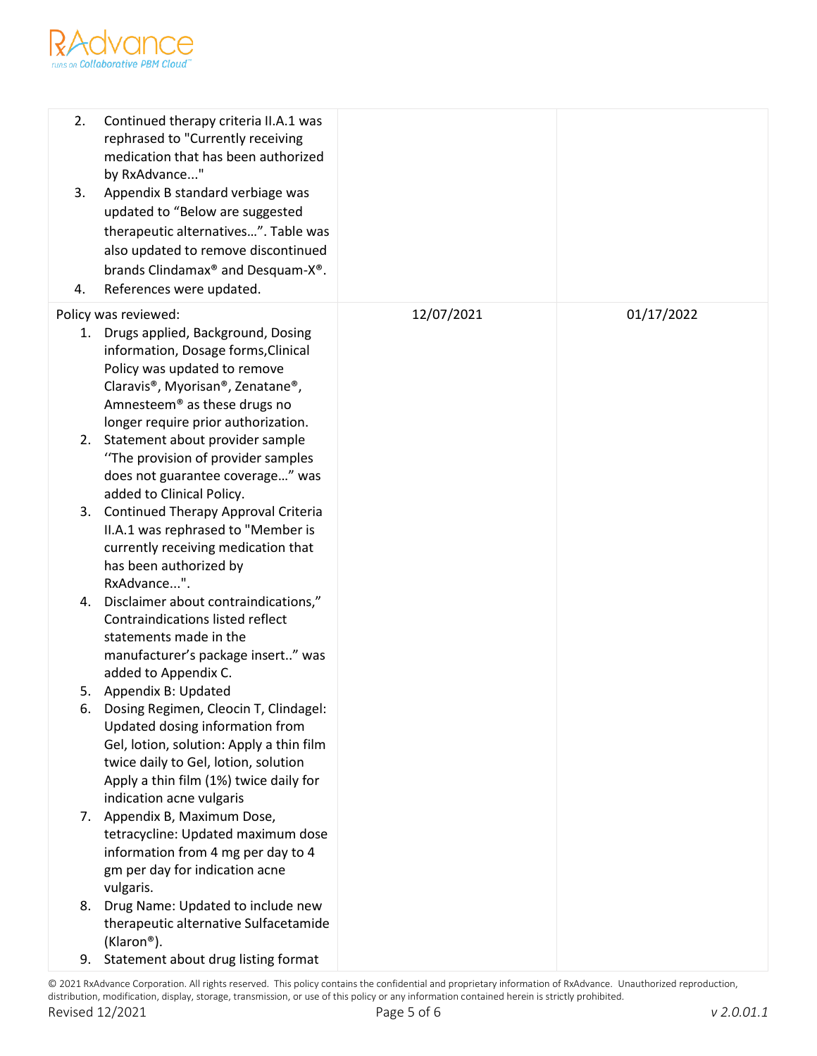| | | |
|---|---|---|
| 2. Continued therapy criteria II.A.1 was rephrased to "Currently receiving medication that has been authorized by RxAdvance..."<br>3. Appendix B standard verbiage was updated to "Below are suggested therapeutic alternatives…". Table was also updated to remove discontinued brands Clindamax® and Desquam-X®.<br>4. References were updated. | | |
| Policy was reviewed:<br>1. Drugs applied, Background, Dosing information, Dosage forms,Clinical Policy was updated to remove Claravis®, Myorisan®, Zenatane®, Amnesteem® as these drugs no longer require prior authorization.<br>2. Statement about provider sample ''The provision of provider samples does not guarantee coverage…" was added to Clinical Policy.<br>3. Continued Therapy Approval Criteria II.A.1 was rephrased to "Member is currently receiving medication that has been authorized by RxAdvance...".<br>4. Disclaimer about contraindications," Contraindications listed reflect statements made in the manufacturer's package insert.." was added to Appendix C.<br>5. Appendix B: Updated<br>6. Dosing Regimen, Cleocin T, Clindagel: Updated dosing information from Gel, lotion, solution: Apply a thin film twice daily to Gel, lotion, solution Apply a thin film (1%) twice daily for indication acne vulgaris<br>7. Appendix B, Maximum Dose, tetracycline: Updated maximum dose information from 4 mg per day to 4 gm per day for indication acne vulgaris.<br>8. Drug Name: Updated to include new therapeutic alternative Sulfacetamide (Klaron®).<br>9. Statement about drug listing format | 12/07/2021 | 01/17/2022 |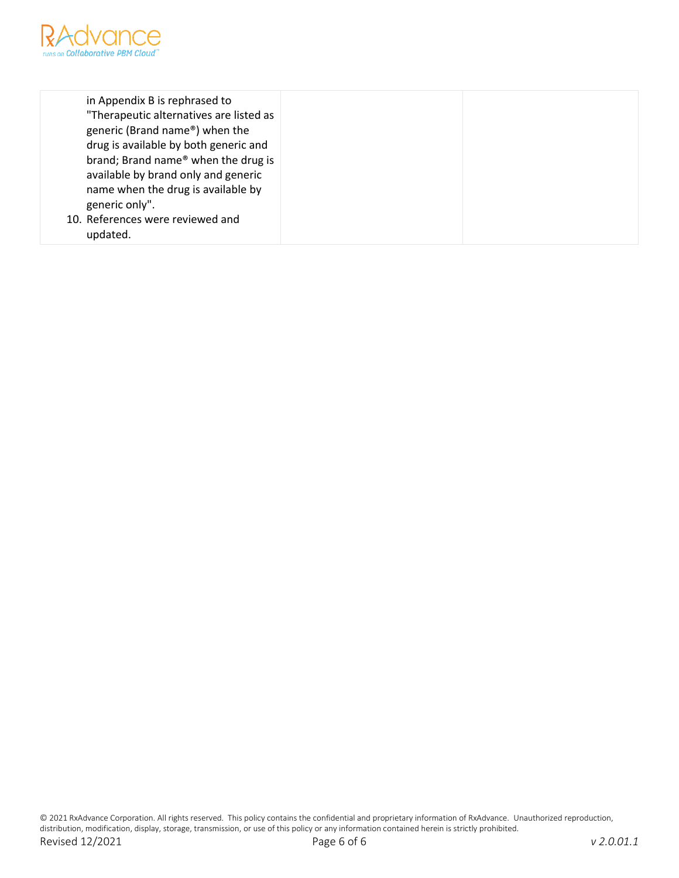| | | |
|---|---|---|
| in Appendix B is rephrased to "Therapeutic alternatives are listed as generic (Brand name®) when the drug is available by both generic and brand; Brand name® when the drug is available by brand only and generic name when the drug is available by generic only".<br>10. References were reviewed and updated. | | |

© 2021 RxAdvance Corporation. All rights reserved. This policy contains the confidential and proprietary information of RxAdvance. Unauthorized reproduction, distribution, modification, display, storage, transmission, or use of this policy or any information contained herein is strictly prohibited.